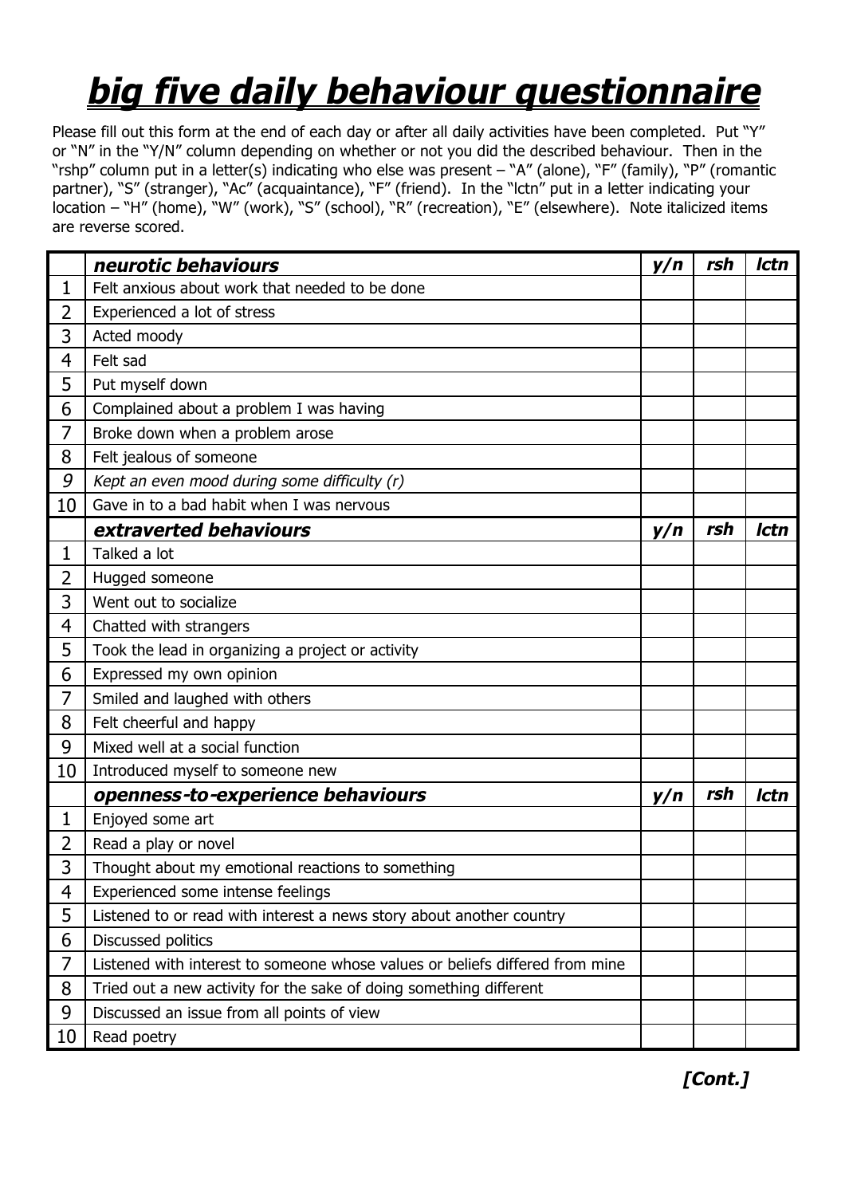# ***big five daily behaviour questionnaire***

Please fill out this form at the end of each day or after all daily activities have been completed. Put "Y" or "N" in the "Y/N" column depending on whether or not you did the described behaviour. Then in the "rshp" column put in a letter(s) indicating who else was present – "A" (alone), "F" (family), "P" (romantic partner), "S" (stranger), "Ac" (acquaintance), "F" (friend). In the "lctn" put in a letter indicating your location – "H" (home), "W" (work), "S" (school), "R" (recreation), "E" (elsewhere). Note italicized items are reverse scored.

| | ***neurotic behaviours*** | ***y/n*** | ***rsh*** | ***lctn*** |
|---|---|---|---|---|
| 1 | Felt anxious about work that needed to be done | | | |
| 2 | Experienced a lot of stress | | | |
| 3 | Acted moody | | | |
| 4 | Felt sad | | | |
| 5 | Put myself down | | | |
| 6 | Complained about a problem I was having | | | |
| 7 | Broke down when a problem arose | | | |
| 8 | Felt jealous of someone | | | |
| *9* | *Kept an even mood during some difficulty (r)* | | | |
| 10 | Gave in to a bad habit when I was nervous | | | |
| | ***extraverted behaviours*** | ***y/n*** | ***rsh*** | ***lctn*** |
| 1 | Talked a lot | | | |
| 2 | Hugged someone | | | |
| 3 | Went out to socialize | | | |
| 4 | Chatted with strangers | | | |
| 5 | Took the lead in organizing a project or activity | | | |
| 6 | Expressed my own opinion | | | |
| 7 | Smiled and laughed with others | | | |
| 8 | Felt cheerful and happy | | | |
| 9 | Mixed well at a social function | | | |
| 10 | Introduced myself to someone new | | | |
| | ***openness-to-experience behaviours*** | ***y/n*** | ***rsh*** | ***lctn*** |
| 1 | Enjoyed some art | | | |
| 2 | Read a play or novel | | | |
| 3 | Thought about my emotional reactions to something | | | |
| 4 | Experienced some intense feelings | | | |
| 5 | Listened to or read with interest a news story about another country | | | |
| 6 | Discussed politics | | | |
| 7 | Listened with interest to someone whose values or beliefs differed from mine | | | |
| 8 | Tried out a new activity for the sake of doing something different | | | |
| 9 | Discussed an issue from all points of view | | | |
| 10 | Read poetry | | | |

***[Cont.]***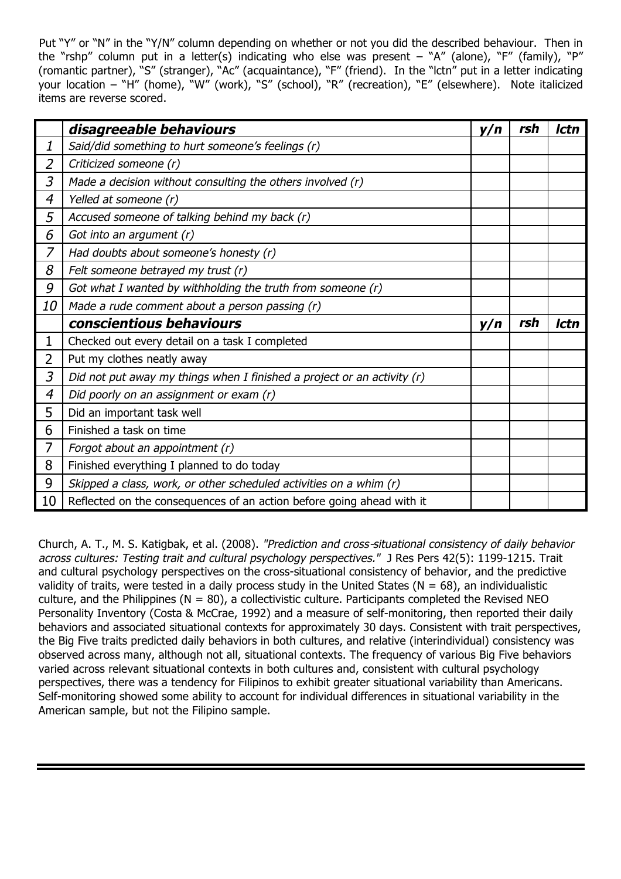Put "Y" or "N" in the "Y/N" column depending on whether or not you did the described behaviour. Then in the "rshp" column put in a letter(s) indicating who else was present – "A" (alone), "F" (family), "P" (romantic partner), "S" (stranger), "Ac" (acquaintance), "F" (friend). In the "lctn" put in a letter indicating your location – "H" (home), "W" (work), "S" (school), "R" (recreation), "E" (elsewhere). Note italicized items are reverse scored.

| | ***disagreeable behaviours*** | ***y/n*** | ***rsh*** | ***lctn*** |
|---|---|---|---|---|
| *1* | *Said/did something to hurt someone's feelings (r)* | | | |
| *2* | *Criticized someone (r)* | | | |
| *3* | *Made a decision without consulting the others involved (r)* | | | |
| *4* | *Yelled at someone (r)* | | | |
| *5* | *Accused someone of talking behind my back (r)* | | | |
| *6* | *Got into an argument (r)* | | | |
| *7* | *Had doubts about someone's honesty (r)* | | | |
| *8* | *Felt someone betrayed my trust (r)* | | | |
| *9* | *Got what I wanted by withholding the truth from someone (r)* | | | |
| *10* | *Made a rude comment about a person passing (r)* | | | |
| | ***conscientious behaviours*** | ***y/n*** | ***rsh*** | ***lctn*** |
| 1 | Checked out every detail on a task I completed | | | |
| 2 | Put my clothes neatly away | | | |
| *3* | *Did not put away my things when I finished a project or an activity (r)* | | | |
| *4* | *Did poorly on an assignment or exam (r)* | | | |
| 5 | Did an important task well | | | |
| 6 | Finished a task on time | | | |
| 7 | *Forgot about an appointment (r)* | | | |
| 8 | Finished everything I planned to do today | | | |
| 9 | *Skipped a class, work, or other scheduled activities on a whim (r)* | | | |
| 10 | Reflected on the consequences of an action before going ahead with it | | | |

Church, A. T., M. S. Katigbak, et al. (2008). *"Prediction and cross-situational consistency of daily behavior across cultures: Testing trait and cultural psychology perspectives."* J Res Pers 42(5): 1199-1215. Trait and cultural psychology perspectives on the cross-situational consistency of behavior, and the predictive validity of traits, were tested in a daily process study in the United States (N = 68), an individualistic culture, and the Philippines (N = 80), a collectivistic culture. Participants completed the Revised NEO Personality Inventory (Costa & McCrae, 1992) and a measure of self-monitoring, then reported their daily behaviors and associated situational contexts for approximately 30 days. Consistent with trait perspectives, the Big Five traits predicted daily behaviors in both cultures, and relative (interindividual) consistency was observed across many, although not all, situational contexts. The frequency of various Big Five behaviors varied across relevant situational contexts in both cultures and, consistent with cultural psychology perspectives, there was a tendency for Filipinos to exhibit greater situational variability than Americans. Self-monitoring showed some ability to account for individual differences in situational variability in the American sample, but not the Filipino sample.